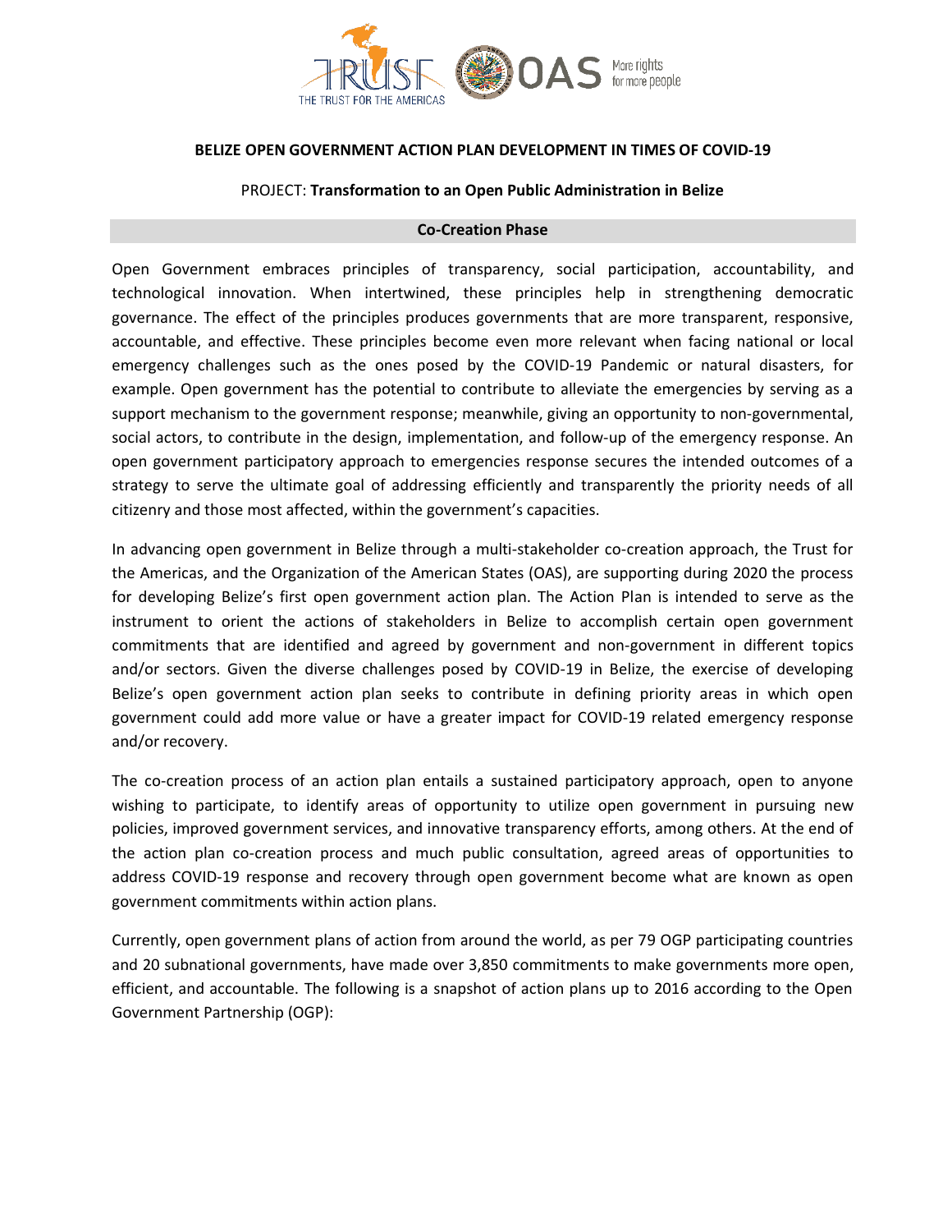**BELIZE OPEN GOVERNMENT ACTION PLAN DEVELOPMENT IN TIMES OF COVID-19**

PROJECT: **Transformation to an Open Public Administration in Belize**

**Co-Creation Phase**

Open Government embraces principles of transparency, social participation, accountability, and technological innovation. When intertwined, these principles help in strengthening democratic governance. The effect of the principles produces governments that are more transparent, responsive, accountable, and effective. These principles become even more relevant when facing national or local emergency challenges such as the ones posed by the COVID-19 Pandemic or natural disasters, for example. Open government has the potential to contribute to alleviate the emergencies by serving as a support mechanism to the government response; meanwhile, giving an opportunity to non-governmental, social actors, to contribute in the design, implementation, and follow-up of the emergency response. An open government participatory approach to emergencies response secures the intended outcomes of a strategy to serve the ultimate goal of addressing efficiently and transparently the priority needs of all citizenry and those most affected, within the government's capacities.

In advancing open government in Belize through a multi-stakeholder co-creation approach, the Trust for the Americas, and the Organization of the American States (OAS), are supporting during 2020 the process for developing Belize's first open government action plan. The Action Plan is intended to serve as the instrument to orient the actions of stakeholders in Belize to accomplish certain open government commitments that are identified and agreed by government and non-government in different topics and/or sectors. Given the diverse challenges posed by COVID-19 in Belize, the exercise of developing Belize's open government action plan seeks to contribute in defining priority areas in which open government could add more value or have a greater impact for COVID-19 related emergency response and/or recovery.

The co-creation process of an action plan entails a sustained participatory approach, open to anyone wishing to participate, to identify areas of opportunity to utilize open government in pursuing new policies, improved government services, and innovative transparency efforts, among others. At the end of the action plan co-creation process and much public consultation, agreed areas of opportunities to address COVID-19 response and recovery through open government become what are known as open government commitments within action plans.

Currently, open government plans of action from around the world, as per 79 OGP participating countries and 20 subnational governments, have made over 3,850 commitments to make governments more open, efficient, and accountable. The following is a snapshot of action plans up to 2016 according to the Open Government Partnership (OGP):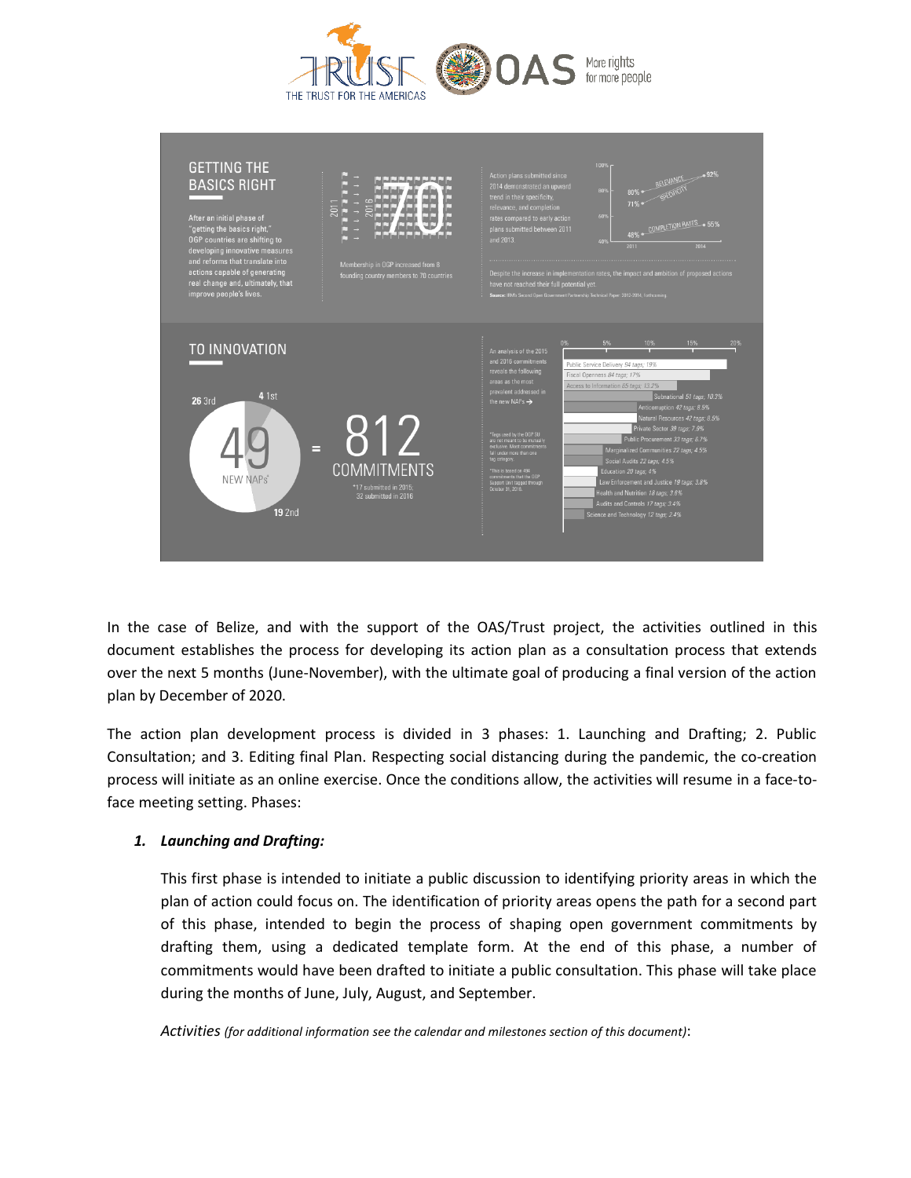## GETTING THE BASICS RIGHT

After an initial phase of "getting the basics right," OGP countries are shifting to developing innovative measures and reforms that translate into actions capable of generating real change and, ultimately, that improve people's lives.

2011 – 2016: 70

Membership in OGP increased from 8 founding country members to 70 countries

Action plans submitted since 2014 demonstrated an upward trend in their specificity, relevance, and completion rates compared to early action plans submitted between 2011 and 2013.

| | 2011 | 2014 |
|---|---|---|
| Relevance | 80% | 92% |
| Specificity | 71% | |
| Completion rates | 48% | 55% |

Despite the increase in implementation rates, the impact and ambition of proposed actions have not reached their full potential yet.

Source: IRM's Second Open Government Partnership Technical Paper: 2012-2014, forthcoming

## TO INNOVATION

26 3rd, 4 1st, 19 2nd

49 NEW NAPs* = 812 COMMITMENTS

*17 submitted in 2015; 32 submitted in 2016

An analysis of the 2015 and 2016 commitments reveals the following areas as the most prevalent addressed in the new NAPs →

*Tags used by the OGP SU are not meant to be mutually exclusive. Most commitments fall under more than one tag category.

*This is based on 494 commitments that the OGP Support Unit tagged through October 31, 2016.

| Area | Tags | % |
|---|---|---|
| Public Service Delivery | 94 tags | 19% |
| Fiscal Openness | 84 tags | 17% |
| Access to Information | 65 tags | 13.2% |
| Subnational | 51 tags | 10.3% |
| Anticorruption | 42 tags | 8.5% |
| Natural Resources | 42 tags | 8.5% |
| Private Sector | 39 tags | 7.9% |
| Public Procurement | 33 tags | 6.7% |
| Marginalized Communities | 22 tags | 4.5% |
| Social Audits | 22 tags | 4.5% |
| Education | 20 tags | 4% |
| Law Enforcement and Justice | 19 tags | 3.8% |
| Health and Nutrition | 18 tags | 3.6% |
| Audits and Controls | 17 tags | 3.4% |
| Science and Technology | 12 tags | 2.4% |

In the case of Belize, and with the support of the OAS/Trust project, the activities outlined in this document establishes the process for developing its action plan as a consultation process that extends over the next 5 months (June-November), with the ultimate goal of producing a final version of the action plan by December of 2020.

The action plan development process is divided in 3 phases: 1. Launching and Drafting; 2. Public Consultation; and 3. Editing final Plan. Respecting social distancing during the pandemic, the co-creation process will initiate as an online exercise. Once the conditions allow, the activities will resume in a face-to-face meeting setting. Phases:

1. ***Launching and Drafting:***

   This first phase is intended to initiate a public discussion to identifying priority areas in which the plan of action could focus on. The identification of priority areas opens the path for a second part of this phase, intended to begin the process of shaping open government commitments by drafting them, using a dedicated template form. At the end of this phase, a number of commitments would have been drafted to initiate a public consultation. This phase will take place during the months of June, July, August, and September.

   *Activities (for additional information see the calendar and milestones section of this document)*: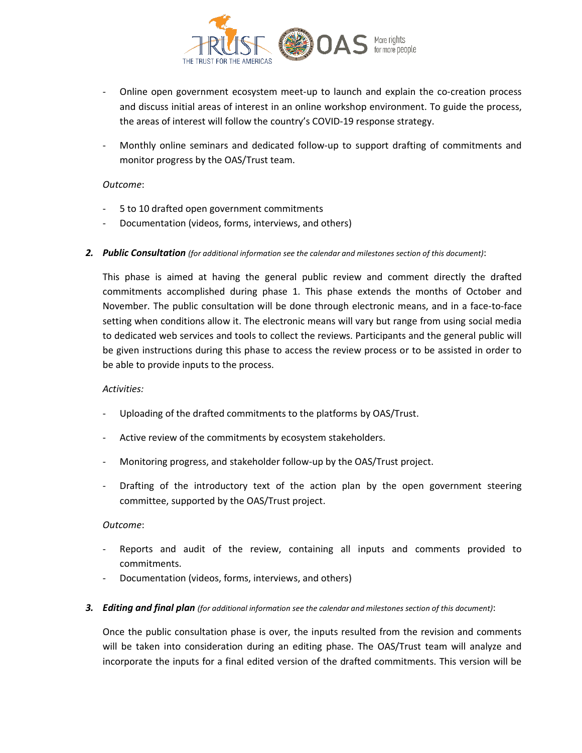- Online open government ecosystem meet-up to launch and explain the co-creation process and discuss initial areas of interest in an online workshop environment. To guide the process, the areas of interest will follow the country's COVID-19 response strategy.

- Monthly online seminars and dedicated follow-up to support drafting of commitments and monitor progress by the OAS/Trust team.

*Outcome*:

- 5 to 10 drafted open government commitments
- Documentation (videos, forms, interviews, and others)

2. ***Public Consultation*** *(for additional information see the calendar and milestones section of this document)*:

This phase is aimed at having the general public review and comment directly the drafted commitments accomplished during phase 1. This phase extends the months of October and November. The public consultation will be done through electronic means, and in a face-to-face setting when conditions allow it. The electronic means will vary but range from using social media to dedicated web services and tools to collect the reviews. Participants and the general public will be given instructions during this phase to access the review process or to be assisted in order to be able to provide inputs to the process.

*Activities:*

- Uploading of the drafted commitments to the platforms by OAS/Trust.

- Active review of the commitments by ecosystem stakeholders.

- Monitoring progress, and stakeholder follow-up by the OAS/Trust project.

- Drafting of the introductory text of the action plan by the open government steering committee, supported by the OAS/Trust project.

*Outcome*:

- Reports and audit of the review, containing all inputs and comments provided to commitments.
- Documentation (videos, forms, interviews, and others)

3. ***Editing and final plan*** *(for additional information see the calendar and milestones section of this document)*:

Once the public consultation phase is over, the inputs resulted from the revision and comments will be taken into consideration during an editing phase. The OAS/Trust team will analyze and incorporate the inputs for a final edited version of the drafted commitments. This version will be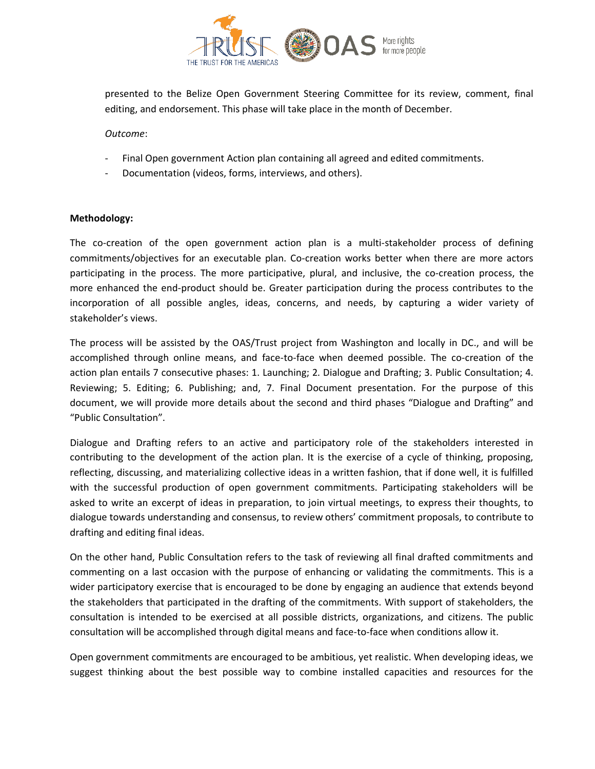presented to the Belize Open Government Steering Committee for its review, comment, final editing, and endorsement. This phase will take place in the month of December.

*Outcome*:

- Final Open government Action plan containing all agreed and edited commitments.
- Documentation (videos, forms, interviews, and others).

**Methodology:**

The co-creation of the open government action plan is a multi-stakeholder process of defining commitments/objectives for an executable plan. Co-creation works better when there are more actors participating in the process. The more participative, plural, and inclusive, the co-creation process, the more enhanced the end-product should be. Greater participation during the process contributes to the incorporation of all possible angles, ideas, concerns, and needs, by capturing a wider variety of stakeholder's views.

The process will be assisted by the OAS/Trust project from Washington and locally in DC., and will be accomplished through online means, and face-to-face when deemed possible. The co-creation of the action plan entails 7 consecutive phases: 1. Launching; 2. Dialogue and Drafting; 3. Public Consultation; 4. Reviewing; 5. Editing; 6. Publishing; and, 7. Final Document presentation. For the purpose of this document, we will provide more details about the second and third phases "Dialogue and Drafting" and "Public Consultation".

Dialogue and Drafting refers to an active and participatory role of the stakeholders interested in contributing to the development of the action plan. It is the exercise of a cycle of thinking, proposing, reflecting, discussing, and materializing collective ideas in a written fashion, that if done well, it is fulfilled with the successful production of open government commitments. Participating stakeholders will be asked to write an excerpt of ideas in preparation, to join virtual meetings, to express their thoughts, to dialogue towards understanding and consensus, to review others' commitment proposals, to contribute to drafting and editing final ideas.

On the other hand, Public Consultation refers to the task of reviewing all final drafted commitments and commenting on a last occasion with the purpose of enhancing or validating the commitments. This is a wider participatory exercise that is encouraged to be done by engaging an audience that extends beyond the stakeholders that participated in the drafting of the commitments. With support of stakeholders, the consultation is intended to be exercised at all possible districts, organizations, and citizens. The public consultation will be accomplished through digital means and face-to-face when conditions allow it.

Open government commitments are encouraged to be ambitious, yet realistic. When developing ideas, we suggest thinking about the best possible way to combine installed capacities and resources for the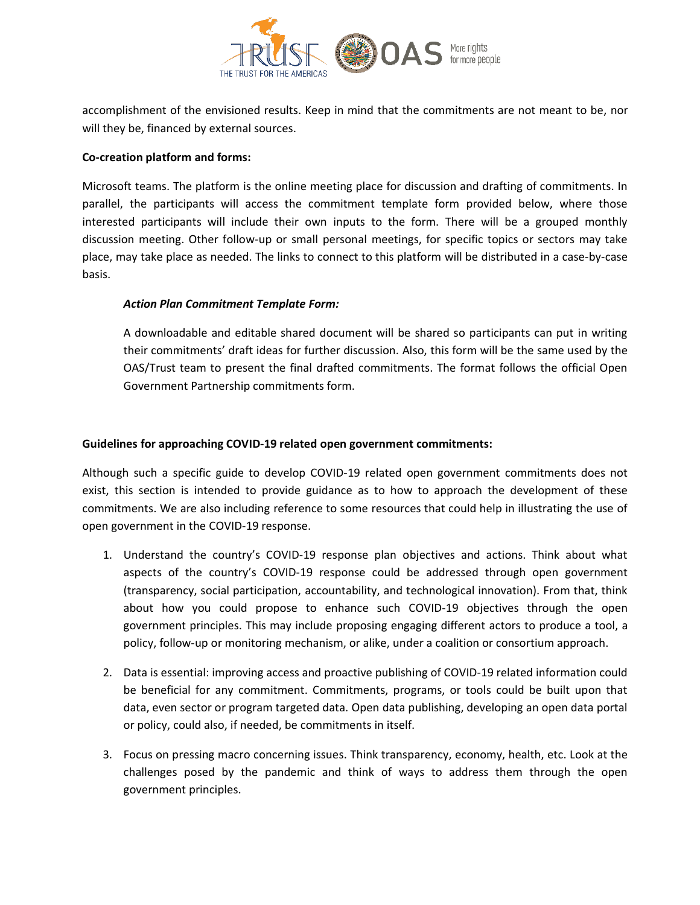accomplishment of the envisioned results. Keep in mind that the commitments are not meant to be, nor will they be, financed by external sources.

**Co-creation platform and forms:**

Microsoft teams. The platform is the online meeting place for discussion and drafting of commitments. In parallel, the participants will access the commitment template form provided below, where those interested participants will include their own inputs to the form. There will be a grouped monthly discussion meeting. Other follow-up or small personal meetings, for specific topics or sectors may take place, may take place as needed. The links to connect to this platform will be distributed in a case-by-case basis.

***Action Plan Commitment Template Form:***

A downloadable and editable shared document will be shared so participants can put in writing their commitments' draft ideas for further discussion. Also, this form will be the same used by the OAS/Trust team to present the final drafted commitments. The format follows the official Open Government Partnership commitments form.

**Guidelines for approaching COVID-19 related open government commitments:**

Although such a specific guide to develop COVID-19 related open government commitments does not exist, this section is intended to provide guidance as to how to approach the development of these commitments. We are also including reference to some resources that could help in illustrating the use of open government in the COVID-19 response.

1. Understand the country's COVID-19 response plan objectives and actions. Think about what aspects of the country's COVID-19 response could be addressed through open government (transparency, social participation, accountability, and technological innovation). From that, think about how you could propose to enhance such COVID-19 objectives through the open government principles. This may include proposing engaging different actors to produce a tool, a policy, follow-up or monitoring mechanism, or alike, under a coalition or consortium approach.

2. Data is essential: improving access and proactive publishing of COVID-19 related information could be beneficial for any commitment. Commitments, programs, or tools could be built upon that data, even sector or program targeted data. Open data publishing, developing an open data portal or policy, could also, if needed, be commitments in itself.

3. Focus on pressing macro concerning issues. Think transparency, economy, health, etc. Look at the challenges posed by the pandemic and think of ways to address them through the open government principles.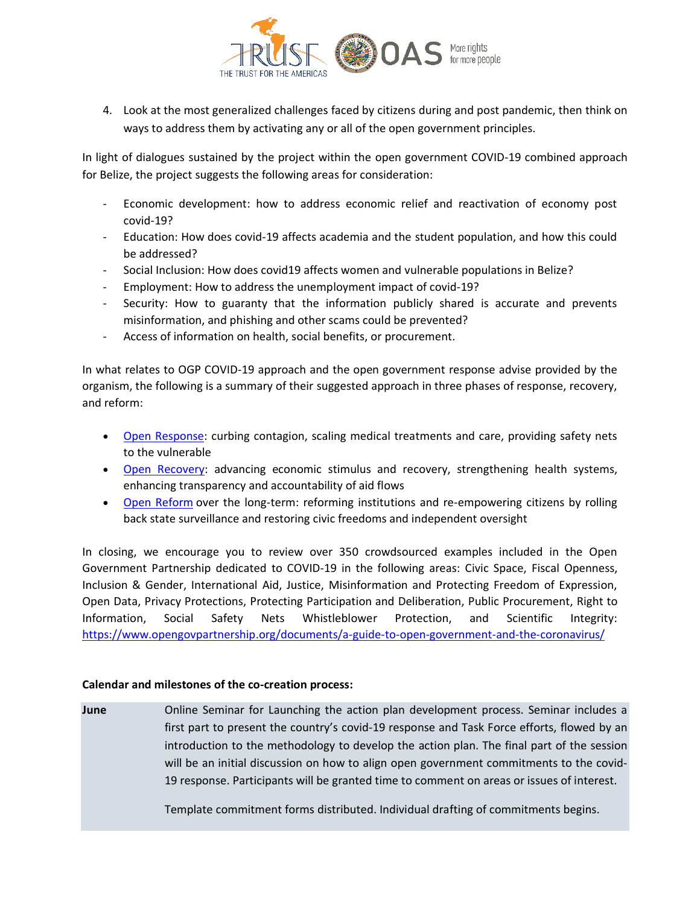4. Look at the most generalized challenges faced by citizens during and post pandemic, then think on ways to address them by activating any or all of the open government principles.

In light of dialogues sustained by the project within the open government COVID-19 combined approach for Belize, the project suggests the following areas for consideration:

- Economic development: how to address economic relief and reactivation of economy post covid-19?
- Education: How does covid-19 affects academia and the student population, and how this could be addressed?
- Social Inclusion: How does covid19 affects women and vulnerable populations in Belize?
- Employment: How to address the unemployment impact of covid-19?
- Security: How to guaranty that the information publicly shared is accurate and prevents misinformation, and phishing and other scams could be prevented?
- Access of information on health, social benefits, or procurement.

In what relates to OGP COVID-19 approach and the open government response advise provided by the organism, the following is a summary of their suggested approach in three phases of response, recovery, and reform:

- Open Response: curbing contagion, scaling medical treatments and care, providing safety nets to the vulnerable
- Open Recovery: advancing economic stimulus and recovery, strengthening health systems, enhancing transparency and accountability of aid flows
- Open Reform over the long-term: reforming institutions and re-empowering citizens by rolling back state surveillance and restoring civic freedoms and independent oversight

In closing, we encourage you to review over 350 crowdsourced examples included in the Open Government Partnership dedicated to COVID-19 in the following areas: Civic Space, Fiscal Openness, Inclusion & Gender, International Aid, Justice, Misinformation and Protecting Freedom of Expression, Open Data, Privacy Protections, Protecting Participation and Deliberation, Public Procurement, Right to Information, Social Safety Nets Whistleblower Protection, and Scientific Integrity: https://www.opengovpartnership.org/documents/a-guide-to-open-government-and-the-coronavirus/

**Calendar and milestones of the co-creation process:**

| | |
|---|---|
| **June** | Online Seminar for Launching the action plan development process. Seminar includes a first part to present the country's covid-19 response and Task Force efforts, flowed by an introduction to the methodology to develop the action plan. The final part of the session will be an initial discussion on how to align open government commitments to the covid-19 response. Participants will be granted time to comment on areas or issues of interest.<br><br>Template commitment forms distributed. Individual drafting of commitments begins. |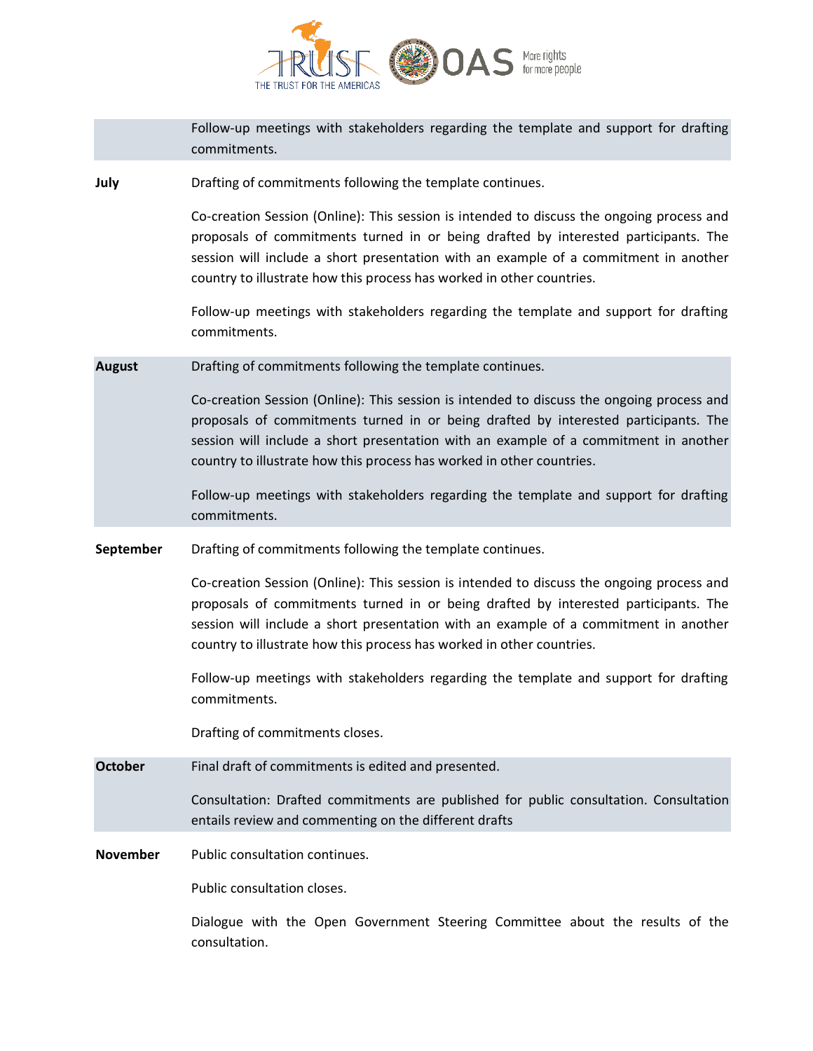| | |
|---|---|
| | Follow-up meetings with stakeholders regarding the template and support for drafting commitments. |
| **July** | Drafting of commitments following the template continues.<br><br>Co-creation Session (Online): This session is intended to discuss the ongoing process and proposals of commitments turned in or being drafted by interested participants. The session will include a short presentation with an example of a commitment in another country to illustrate how this process has worked in other countries.<br><br>Follow-up meetings with stakeholders regarding the template and support for drafting commitments. |
| **August** | Drafting of commitments following the template continues.<br><br>Co-creation Session (Online): This session is intended to discuss the ongoing process and proposals of commitments turned in or being drafted by interested participants. The session will include a short presentation with an example of a commitment in another country to illustrate how this process has worked in other countries.<br><br>Follow-up meetings with stakeholders regarding the template and support for drafting commitments. |
| **September** | Drafting of commitments following the template continues.<br><br>Co-creation Session (Online): This session is intended to discuss the ongoing process and proposals of commitments turned in or being drafted by interested participants. The session will include a short presentation with an example of a commitment in another country to illustrate how this process has worked in other countries.<br><br>Follow-up meetings with stakeholders regarding the template and support for drafting commitments.<br><br>Drafting of commitments closes. |
| **October** | Final draft of commitments is edited and presented.<br><br>Consultation: Drafted commitments are published for public consultation. Consultation entails review and commenting on the different drafts |
| **November** | Public consultation continues.<br><br>Public consultation closes.<br><br>Dialogue with the Open Government Steering Committee about the results of the consultation. |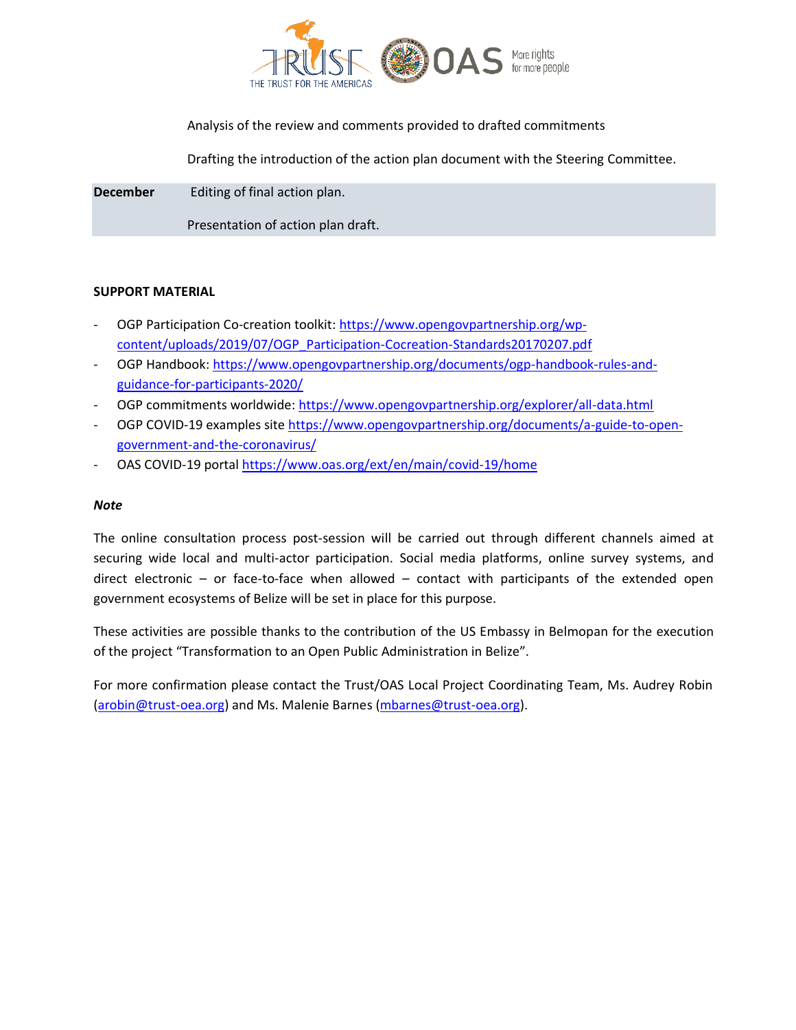| | |
|---|---|
| | Analysis of the review and comments provided to drafted commitments |
| | Drafting the introduction of the action plan document with the Steering Committee. |
| **December** | Editing of final action plan. |
| | Presentation of action plan draft. |

**SUPPORT MATERIAL**

- OGP Participation Co-creation toolkit: https://www.opengovpartnership.org/wp-content/uploads/2019/07/OGP_Participation-Cocreation-Standards20170207.pdf
- OGP Handbook: https://www.opengovpartnership.org/documents/ogp-handbook-rules-and-guidance-for-participants-2020/
- OGP commitments worldwide: https://www.opengovpartnership.org/explorer/all-data.html
- OGP COVID-19 examples site https://www.opengovpartnership.org/documents/a-guide-to-open-government-and-the-coronavirus/
- OAS COVID-19 portal https://www.oas.org/ext/en/main/covid-19/home

***Note***

The online consultation process post-session will be carried out through different channels aimed at securing wide local and multi-actor participation. Social media platforms, online survey systems, and direct electronic – or face-to-face when allowed – contact with participants of the extended open government ecosystems of Belize will be set in place for this purpose.

These activities are possible thanks to the contribution of the US Embassy in Belmopan for the execution of the project "Transformation to an Open Public Administration in Belize".

For more confirmation please contact the Trust/OAS Local Project Coordinating Team, Ms. Audrey Robin (arobin@trust-oea.org) and Ms. Malenie Barnes (mbarnes@trust-oea.org).